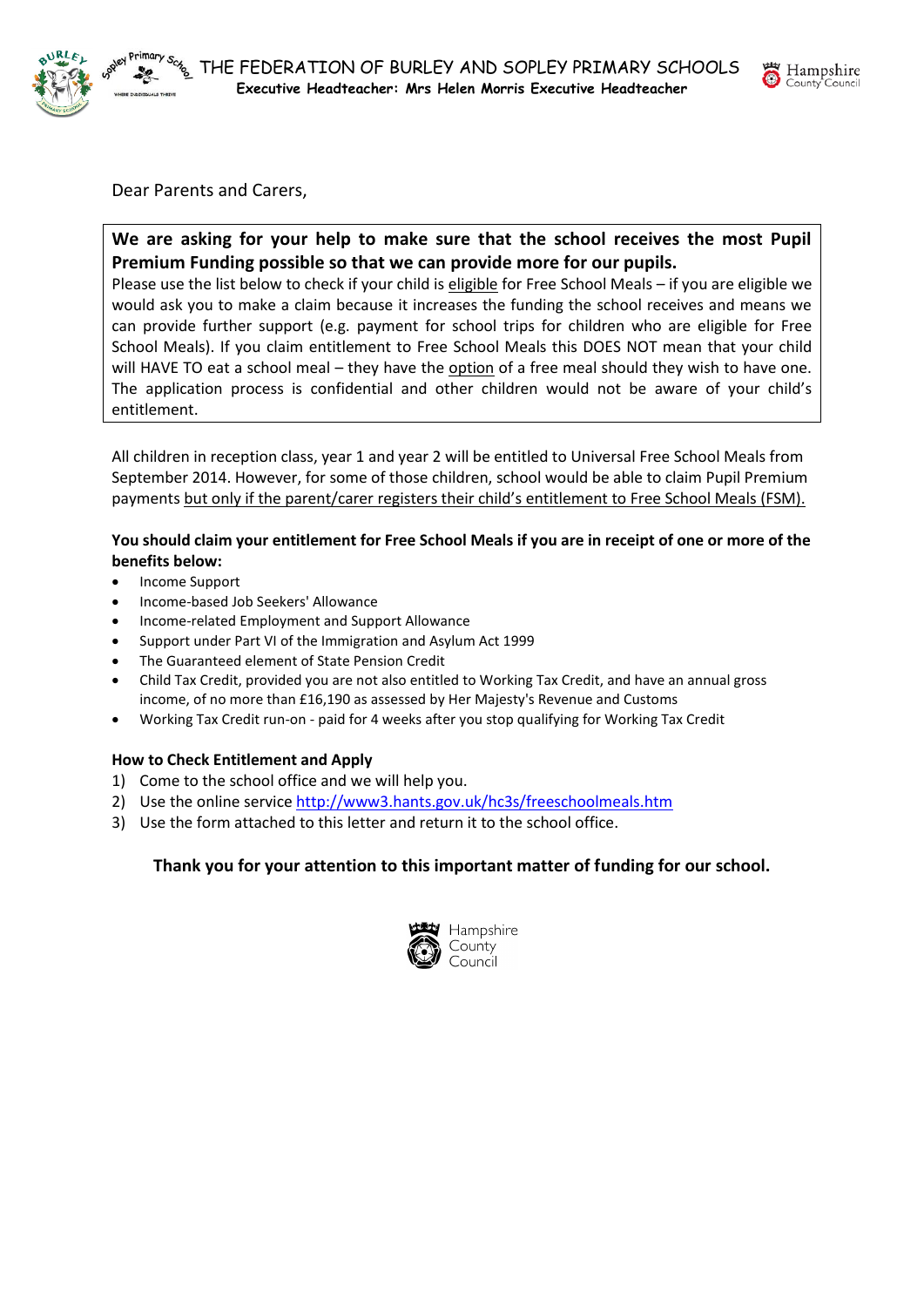# THE FEDERATION OF BURLEY AND SOPLEY PRIMARY SCHOOLS

**Executive Headteacher: Mrs Helen Morris Executive Headteacher**

Dear Parents and Carers,

**We are asking for your help to make sure that the school receives the most Pupil Premium Funding possible so that we can provide more for our pupils.**
Please use the list below to check if your child is eligible for Free School Meals – if you are eligible we would ask you to make a claim because it increases the funding the school receives and means we can provide further support (e.g. payment for school trips for children who are eligible for Free School Meals). If you claim entitlement to Free School Meals this DOES NOT mean that your child will HAVE TO eat a school meal – they have the option of a free meal should they wish to have one. The application process is confidential and other children would not be aware of your child's entitlement.

All children in reception class, year 1 and year 2 will be entitled to Universal Free School Meals from September 2014. However, for some of those children, school would be able to claim Pupil Premium payments but only if the parent/carer registers their child's entitlement to Free School Meals (FSM).

**You should claim your entitlement for Free School Meals if you are in receipt of one or more of the benefits below:**

- Income Support
- Income-based Job Seekers' Allowance
- Income-related Employment and Support Allowance
- Support under Part VI of the Immigration and Asylum Act 1999
- The Guaranteed element of State Pension Credit
- Child Tax Credit, provided you are not also entitled to Working Tax Credit, and have an annual gross income, of no more than £16,190 as assessed by Her Majesty's Revenue and Customs
- Working Tax Credit run-on - paid for 4 weeks after you stop qualifying for Working Tax Credit

**How to Check Entitlement and Apply**

1) Come to the school office and we will help you.
2) Use the online service http://www3.hants.gov.uk/hc3s/freeschoolmeals.htm
3) Use the form attached to this letter and return it to the school office.

**Thank you for your attention to this important matter of funding for our school.**

Hampshire County Council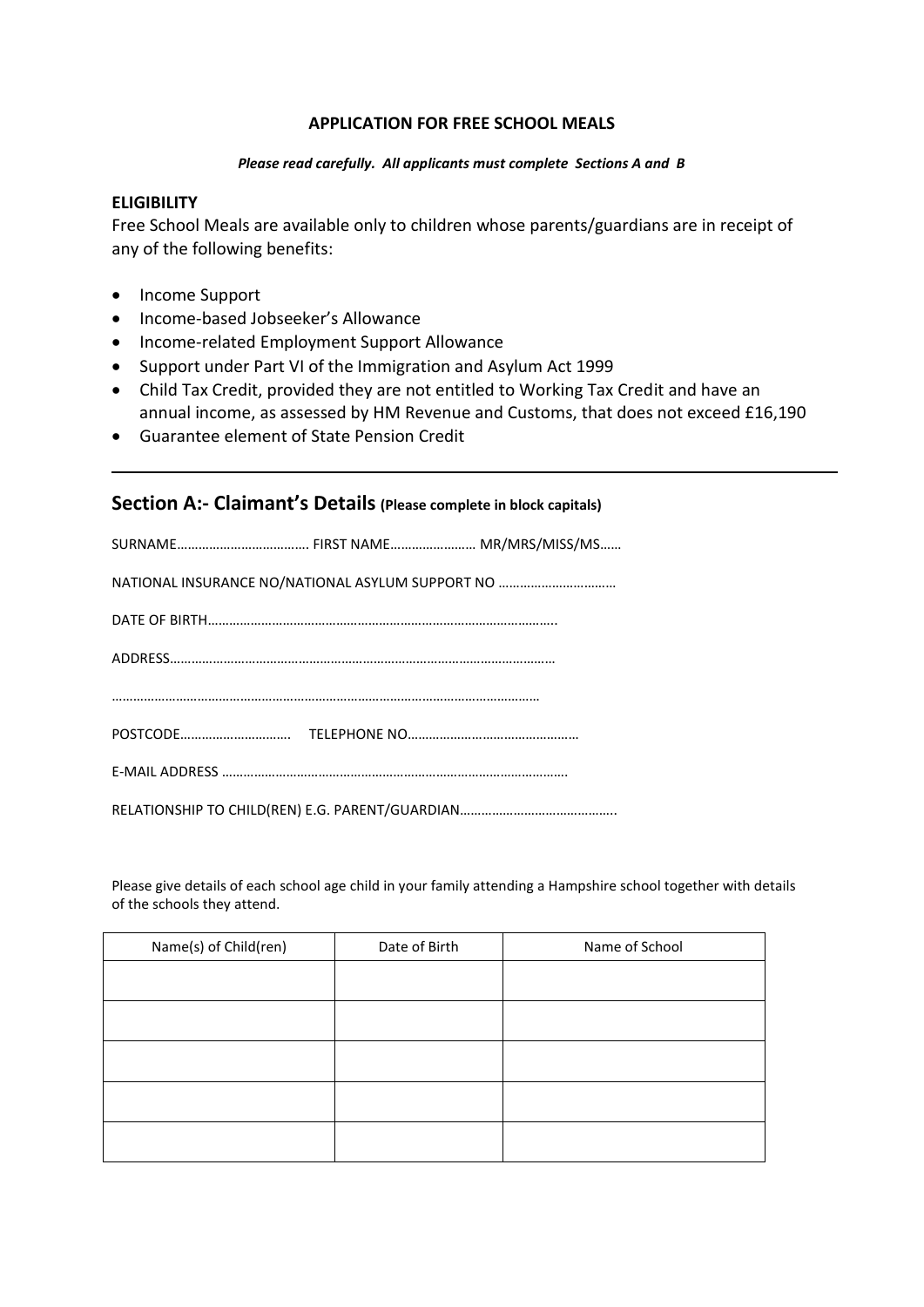**APPLICATION FOR FREE SCHOOL MEALS**

***Please read carefully. All applicants must complete Sections A and B***

**ELIGIBILITY**

Free School Meals are available only to children whose parents/guardians are in receipt of any of the following benefits:

- Income Support
- Income-based Jobseeker's Allowance
- Income-related Employment Support Allowance
- Support under Part VI of the Immigration and Asylum Act 1999
- Child Tax Credit, provided they are not entitled to Working Tax Credit and have an annual income, as assessed by HM Revenue and Customs, that does not exceed £16,190
- Guarantee element of State Pension Credit

---

## Section A:- Claimant's Details (Please complete in block capitals)

SURNAME………………………………. FIRST NAME…………………… MR/MRS/MISS/MS……

NATIONAL INSURANCE NO/NATIONAL ASYLUM SUPPORT NO ……………………………

DATE OF BIRTH……………………………………………………………………………………..

ADDRESS………………………………………………………………………………………………

…………………………………………………………………………………………………………

POSTCODE…………………………. TELEPHONE NO………………………………………

E-MAIL ADDRESS …………………………………………………………………………………..

RELATIONSHIP TO CHILD(REN) E.G. PARENT/GUARDIAN……………………………………..

Please give details of each school age child in your family attending a Hampshire school together with details of the schools they attend.

| Name(s) of Child(ren) | Date of Birth | Name of School |
|---|---|---|
| | | |
| | | |
| | | |
| | | |
| | | |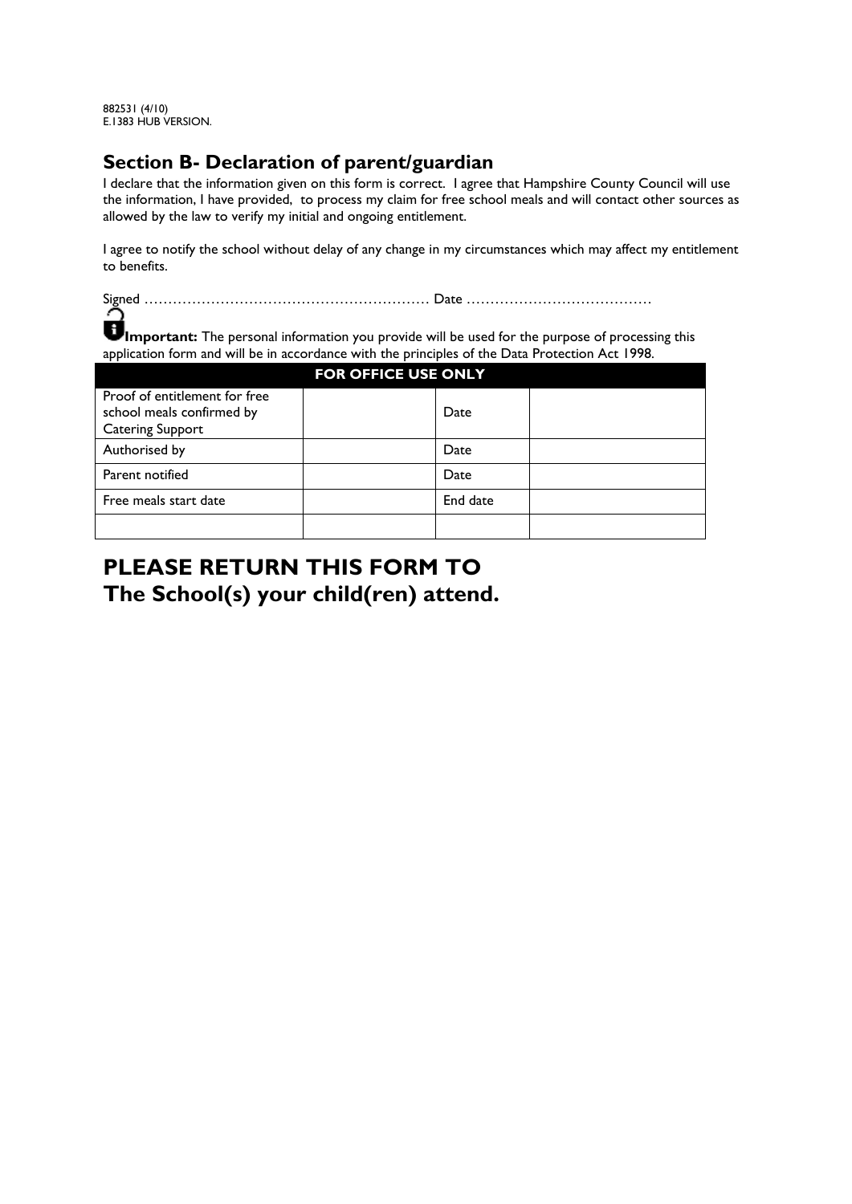882531 (4/10)
E.1383 HUB VERSION.

## Section B- Declaration of parent/guardian

I declare that the information given on this form is correct. I agree that Hampshire County Council will use the information, I have provided, to process my claim for free school meals and will contact other sources as allowed by the law to verify my initial and ongoing entitlement.

I agree to notify the school without delay of any change in my circumstances which may affect my entitlement to benefits.

Signed ………………………………………………… Date ………………………………

**Important:** The personal information you provide will be used for the purpose of processing this application form and will be in accordance with the principles of the Data Protection Act 1998.

| FOR OFFICE USE ONLY | | | |
|---|---|---|---|
| Proof of entitlement for free school meals confirmed by Catering Support | | Date | |
| Authorised by | | Date | |
| Parent notified | | Date | |
| Free meals start date | | End date | |
| | | | |

# PLEASE RETURN THIS FORM TO
# The School(s) your child(ren) attend.